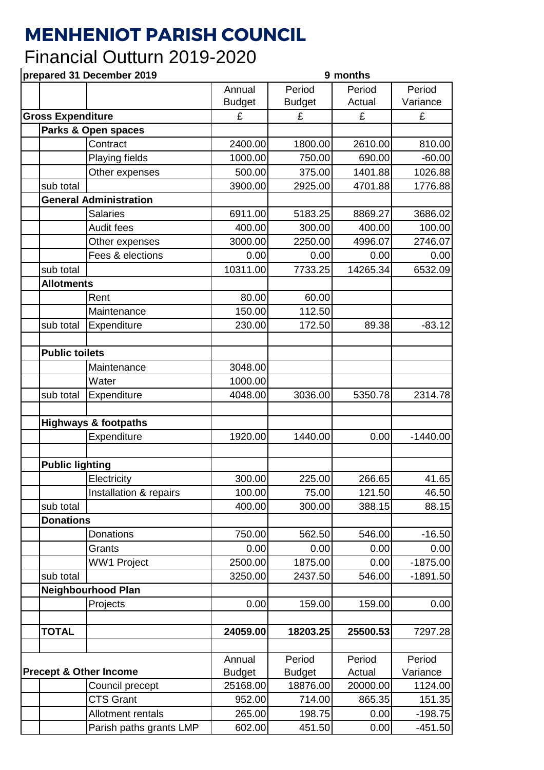# MENHENIOT PARISH COUNCIL

## Financial Outturn 2019-2020

**prepared 31 December 2019** — **9 months**

| | | | Annual Budget | Period Budget | Period Actual | Period Variance |
|---|---|---|---|---|---|---|
| **Gross Expenditure** | | | £ | £ | £ | £ |
| | **Parks & Open spaces** | | | | | |
| | | Contract | 2400.00 | 1800.00 | 2610.00 | 810.00 |
| | | Playing fields | 1000.00 | 750.00 | 690.00 | -60.00 |
| | | Other expenses | 500.00 | 375.00 | 1401.88 | 1026.88 |
| | sub total | | 3900.00 | 2925.00 | 4701.88 | 1776.88 |
| | **General Administration** | | | | | |
| | | Salaries | 6911.00 | 5183.25 | 8869.27 | 3686.02 |
| | | Audit fees | 400.00 | 300.00 | 400.00 | 100.00 |
| | | Other expenses | 3000.00 | 2250.00 | 4996.07 | 2746.07 |
| | | Fees & elections | 0.00 | 0.00 | 0.00 | 0.00 |
| | sub total | | 10311.00 | 7733.25 | 14265.34 | 6532.09 |
| | **Allotments** | | | | | |
| | | Rent | 80.00 | 60.00 | | |
| | | Maintenance | 150.00 | 112.50 | | |
| | sub total | Expenditure | 230.00 | 172.50 | 89.38 | -83.12 |
| | | | | | | |
| | **Public toilets** | | | | | |
| | | Maintenance | 3048.00 | | | |
| | | Water | 1000.00 | | | |
| | sub total | Expenditure | 4048.00 | 3036.00 | 5350.78 | 2314.78 |
| | | | | | | |
| | **Highways & footpaths** | | | | | |
| | | Expenditure | 1920.00 | 1440.00 | 0.00 | -1440.00 |
| | | | | | | |
| | **Public lighting** | | | | | |
| | | Electricity | 300.00 | 225.00 | 266.65 | 41.65 |
| | | Installation & repairs | 100.00 | 75.00 | 121.50 | 46.50 |
| | sub total | | 400.00 | 300.00 | 388.15 | 88.15 |
| | **Donations** | | | | | |
| | | Donations | 750.00 | 562.50 | 546.00 | -16.50 |
| | | Grants | 0.00 | 0.00 | 0.00 | 0.00 |
| | | WW1 Project | 2500.00 | 1875.00 | 0.00 | -1875.00 |
| | sub total | | 3250.00 | 2437.50 | 546.00 | -1891.50 |
| | **Neighbourhood Plan** | | | | | |
| | | Projects | 0.00 | 159.00 | 159.00 | 0.00 |
| | | | | | | |
| | **TOTAL** | | **24059.00** | **18203.25** | **25500.53** | 7297.28 |
| | | | | | | |
| **Precept & Other Income** | | | Annual Budget | Period Budget | Period Actual | Period Variance |
| | | Council precept | 25168.00 | 18876.00 | 20000.00 | 1124.00 |
| | | CTS Grant | 952.00 | 714.00 | 865.35 | 151.35 |
| | | Allotment rentals | 265.00 | 198.75 | 0.00 | -198.75 |
| | | Parish paths grants LMP | 602.00 | 451.50 | 0.00 | -451.50 |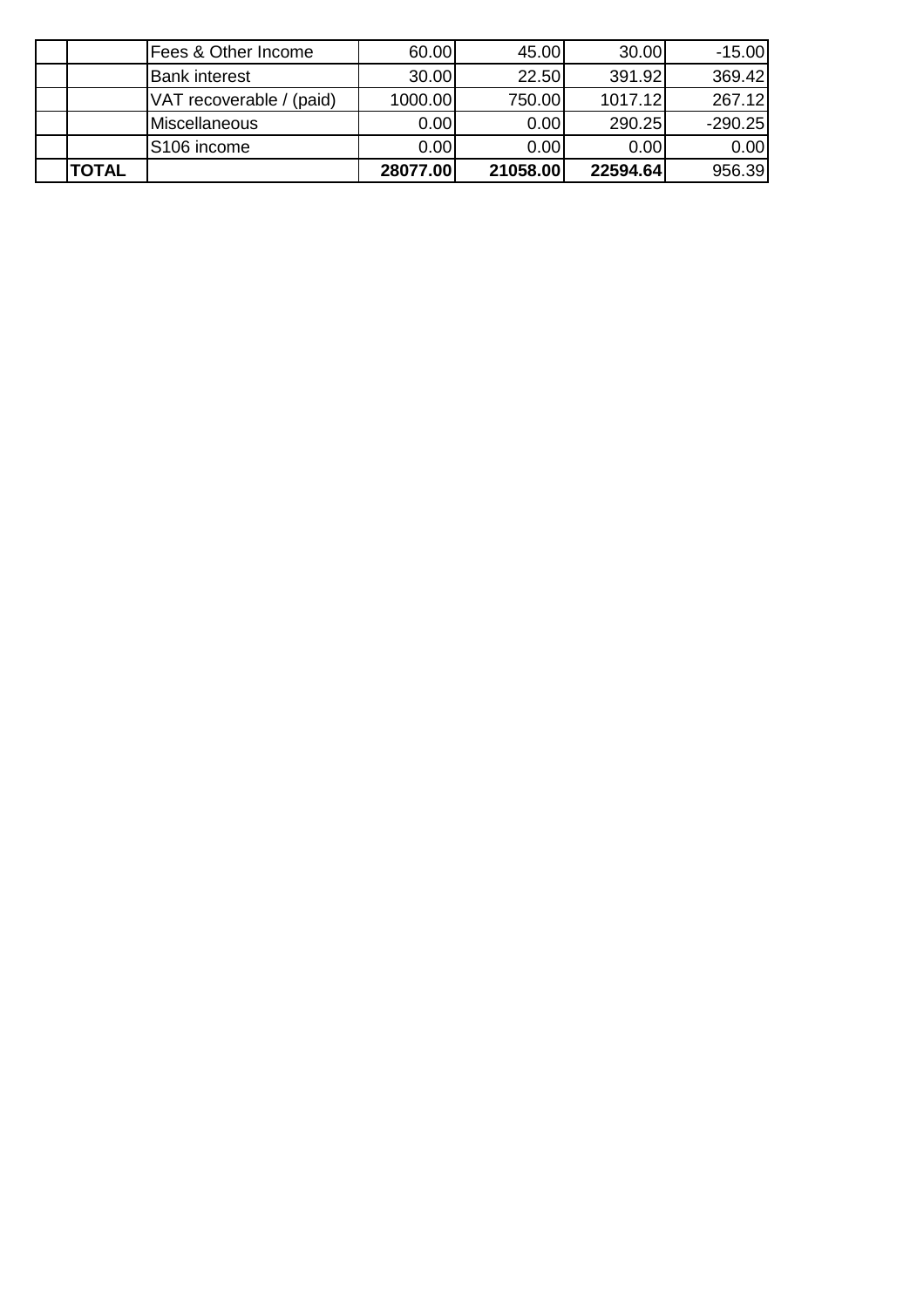| | | | | | | |
|---|---|---|---|---|---|---|
| | | Fees & Other Income | 60.00 | 45.00 | 30.00 | -15.00 |
| | | Bank interest | 30.00 | 22.50 | 391.92 | 369.42 |
| | | VAT recoverable / (paid) | 1000.00 | 750.00 | 1017.12 | 267.12 |
| | | Miscellaneous | 0.00 | 0.00 | 290.25 | -290.25 |
| | | S106 income | 0.00 | 0.00 | 0.00 | 0.00 |
| | **TOTAL** | | **28077.00** | **21058.00** | **22594.64** | 956.39 |